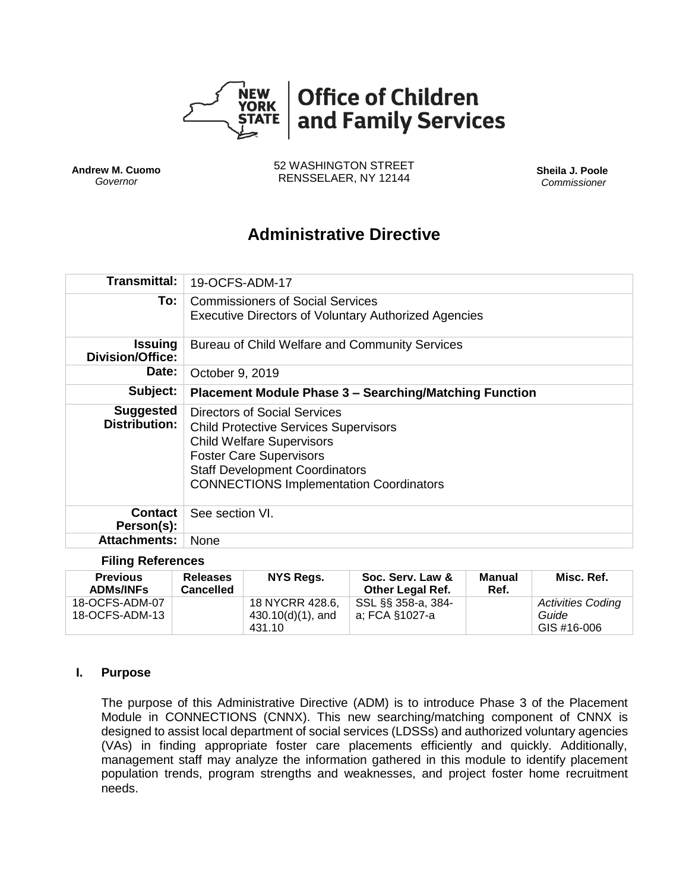**Office of Children and Family Services**

**Andrew M. Cuomo**
*Governor*

52 WASHINGTON STREET
RENSSELAER, NY 12144

**Sheila J. Poole**
*Commissioner*

# Administrative Directive

| | |
|---|---|
| **Transmittal:** | 19-OCFS-ADM-17 |
| **To:** | Commissioners of Social Services<br>Executive Directors of Voluntary Authorized Agencies |
| **Issuing Division/Office:** | Bureau of Child Welfare and Community Services |
| **Date:** | October 9, 2019 |
| **Subject:** | **Placement Module Phase 3 – Searching/Matching Function** |
| **Suggested Distribution:** | Directors of Social Services<br>Child Protective Services Supervisors<br>Child Welfare Supervisors<br>Foster Care Supervisors<br>Staff Development Coordinators<br>CONNECTIONS Implementation Coordinators |
| **Contact Person(s):** | See section VI. |
| **Attachments:** | None |

**Filing References**

| Previous ADMs/INFs | Releases Cancelled | NYS Regs. | Soc. Serv. Law & Other Legal Ref. | Manual Ref. | Misc. Ref. |
|---|---|---|---|---|---|
| 18-OCFS-ADM-07<br>18-OCFS-ADM-13 | | 18 NYCRR 428.6, 430.10(d)(1), and 431.10 | SSL §§ 358-a, 384-a; FCA §1027-a | | *Activities Coding Guide*<br>GIS #16-006 |

## I. Purpose

The purpose of this Administrative Directive (ADM) is to introduce Phase 3 of the Placement Module in CONNECTIONS (CNNX). This new searching/matching component of CNNX is designed to assist local department of social services (LDSSs) and authorized voluntary agencies (VAs) in finding appropriate foster care placements efficiently and quickly. Additionally, management staff may analyze the information gathered in this module to identify placement population trends, program strengths and weaknesses, and project foster home recruitment needs.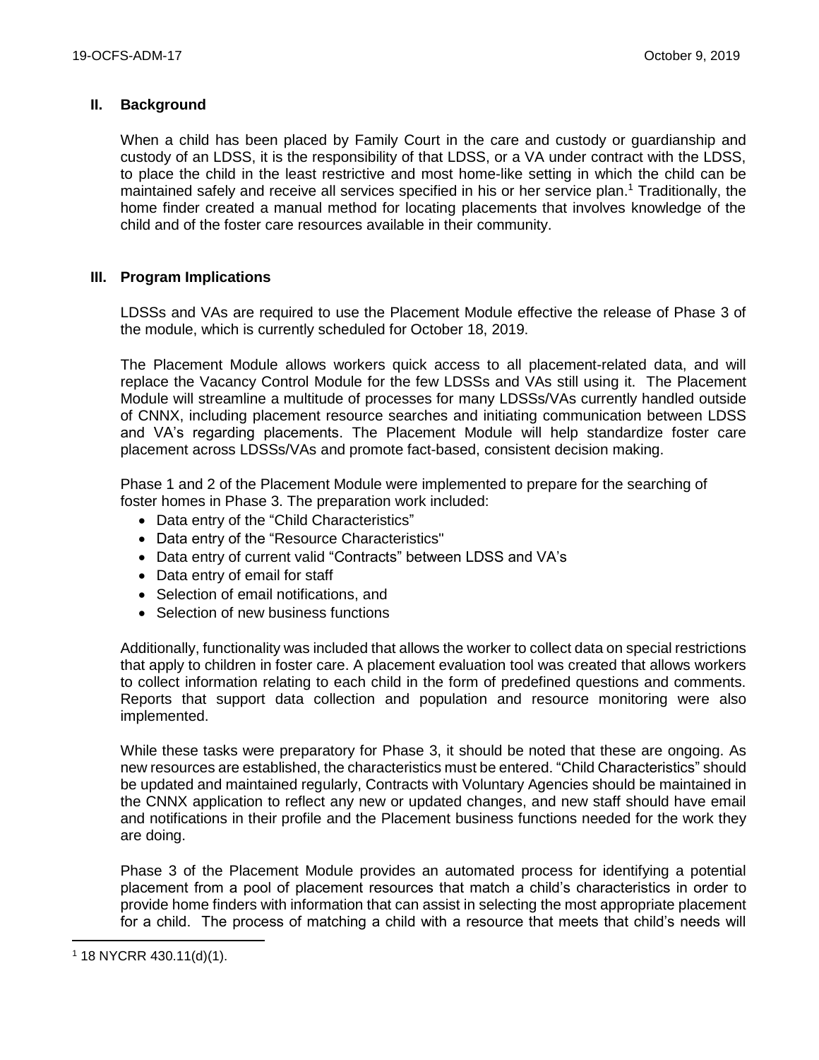## II. Background

When a child has been placed by Family Court in the care and custody or guardianship and custody of an LDSS, it is the responsibility of that LDSS, or a VA under contract with the LDSS, to place the child in the least restrictive and most home-like setting in which the child can be maintained safely and receive all services specified in his or her service plan.[1] Traditionally, the home finder created a manual method for locating placements that involves knowledge of the child and of the foster care resources available in their community.

## III. Program Implications

LDSSs and VAs are required to use the Placement Module effective the release of Phase 3 of the module, which is currently scheduled for October 18, 2019.

The Placement Module allows workers quick access to all placement-related data, and will replace the Vacancy Control Module for the few LDSSs and VAs still using it. The Placement Module will streamline a multitude of processes for many LDSSs/VAs currently handled outside of CNNX, including placement resource searches and initiating communication between LDSS and VA's regarding placements. The Placement Module will help standardize foster care placement across LDSSs/VAs and promote fact-based, consistent decision making.

Phase 1 and 2 of the Placement Module were implemented to prepare for the searching of foster homes in Phase 3. The preparation work included:

- Data entry of the "Child Characteristics"
- Data entry of the "Resource Characteristics"
- Data entry of current valid "Contracts" between LDSS and VA's
- Data entry of email for staff
- Selection of email notifications, and
- Selection of new business functions

Additionally, functionality was included that allows the worker to collect data on special restrictions that apply to children in foster care. A placement evaluation tool was created that allows workers to collect information relating to each child in the form of predefined questions and comments. Reports that support data collection and population and resource monitoring were also implemented.

While these tasks were preparatory for Phase 3, it should be noted that these are ongoing. As new resources are established, the characteristics must be entered. "Child Characteristics" should be updated and maintained regularly, Contracts with Voluntary Agencies should be maintained in the CNNX application to reflect any new or updated changes, and new staff should have email and notifications in their profile and the Placement business functions needed for the work they are doing.

Phase 3 of the Placement Module provides an automated process for identifying a potential placement from a pool of placement resources that match a child's characteristics in order to provide home finders with information that can assist in selecting the most appropriate placement for a child. The process of matching a child with a resource that meets that child's needs will

[1] 18 NYCRR 430.11(d)(1).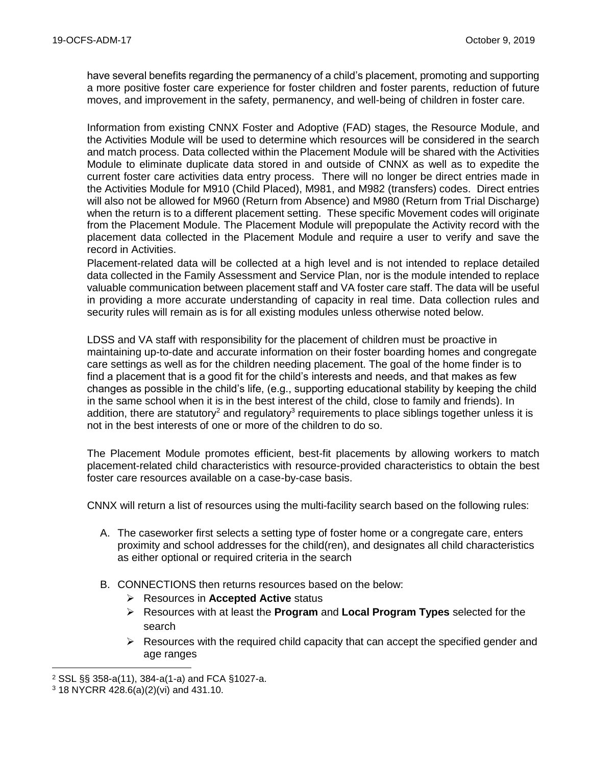have several benefits regarding the permanency of a child's placement, promoting and supporting a more positive foster care experience for foster children and foster parents, reduction of future moves, and improvement in the safety, permanency, and well-being of children in foster care.

Information from existing CNNX Foster and Adoptive (FAD) stages, the Resource Module, and the Activities Module will be used to determine which resources will be considered in the search and match process. Data collected within the Placement Module will be shared with the Activities Module to eliminate duplicate data stored in and outside of CNNX as well as to expedite the current foster care activities data entry process. There will no longer be direct entries made in the Activities Module for M910 (Child Placed), M981, and M982 (transfers) codes. Direct entries will also not be allowed for M960 (Return from Absence) and M980 (Return from Trial Discharge) when the return is to a different placement setting. These specific Movement codes will originate from the Placement Module. The Placement Module will prepopulate the Activity record with the placement data collected in the Placement Module and require a user to verify and save the record in Activities.

Placement-related data will be collected at a high level and is not intended to replace detailed data collected in the Family Assessment and Service Plan, nor is the module intended to replace valuable communication between placement staff and VA foster care staff. The data will be useful in providing a more accurate understanding of capacity in real time. Data collection rules and security rules will remain as is for all existing modules unless otherwise noted below.

LDSS and VA staff with responsibility for the placement of children must be proactive in maintaining up-to-date and accurate information on their foster boarding homes and congregate care settings as well as for the children needing placement. The goal of the home finder is to find a placement that is a good fit for the child's interests and needs, and that makes as few changes as possible in the child's life, (e.g., supporting educational stability by keeping the child in the same school when it is in the best interest of the child, close to family and friends). In addition, there are statutory[2] and regulatory[3] requirements to place siblings together unless it is not in the best interests of one or more of the children to do so.

The Placement Module promotes efficient, best-fit placements by allowing workers to match placement-related child characteristics with resource-provided characteristics to obtain the best foster care resources available on a case-by-case basis.

CNNX will return a list of resources using the multi-facility search based on the following rules:

A. The caseworker first selects a setting type of foster home or a congregate care, enters proximity and school addresses for the child(ren), and designates all child characteristics as either optional or required criteria in the search

B. CONNECTIONS then returns resources based on the below:
   - Resources in **Accepted Active** status
   - Resources with at least the **Program** and **Local Program Types** selected for the search
   - Resources with the required child capacity that can accept the specified gender and age ranges

---

[2] SSL §§ 358-a(11), 384-a(1-a) and FCA §1027-a.

[3] 18 NYCRR 428.6(a)(2)(vi) and 431.10.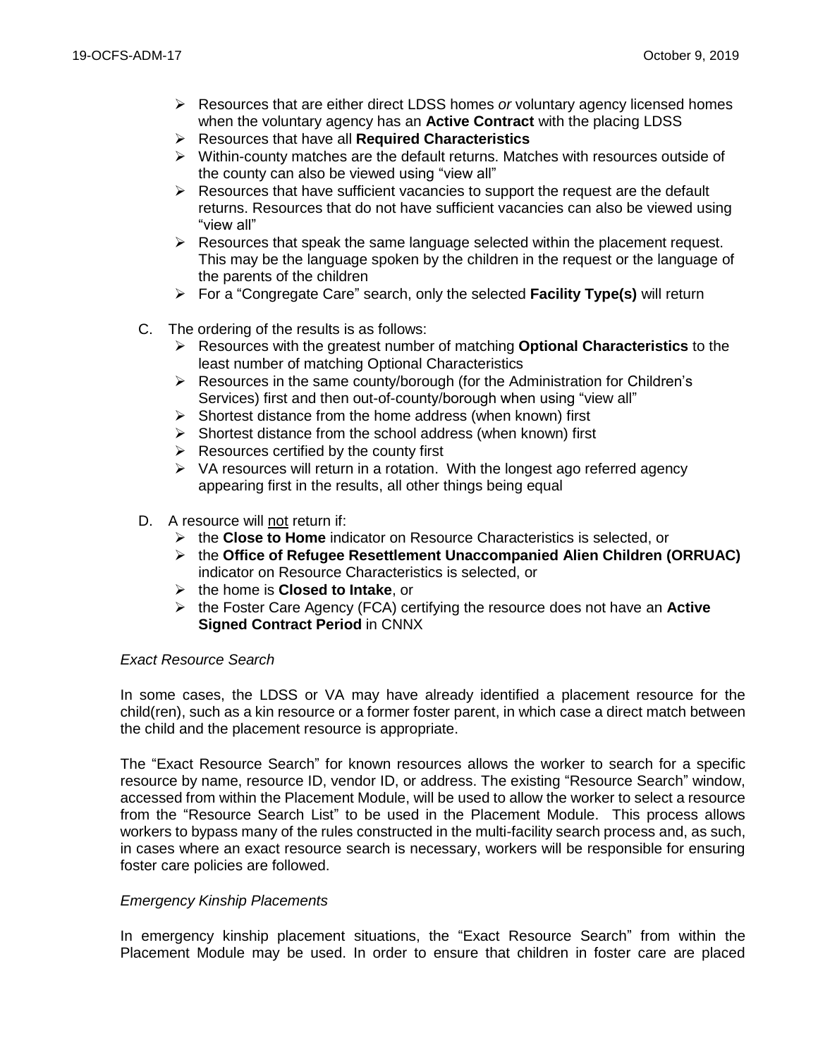- Resources that are either direct LDSS homes *or* voluntary agency licensed homes when the voluntary agency has an **Active Contract** with the placing LDSS
- Resources that have all **Required Characteristics**
- Within-county matches are the default returns. Matches with resources outside of the county can also be viewed using "view all"
- Resources that have sufficient vacancies to support the request are the default returns. Resources that do not have sufficient vacancies can also be viewed using "view all"
- Resources that speak the same language selected within the placement request. This may be the language spoken by the children in the request or the language of the parents of the children
- For a "Congregate Care" search, only the selected **Facility Type(s)** will return

C. The ordering of the results is as follows:
- Resources with the greatest number of matching **Optional Characteristics** to the least number of matching Optional Characteristics
- Resources in the same county/borough (for the Administration for Children's Services) first and then out-of-county/borough when using "view all"
- Shortest distance from the home address (when known) first
- Shortest distance from the school address (when known) first
- Resources certified by the county first
- VA resources will return in a rotation. With the longest ago referred agency appearing first in the results, all other things being equal

D. A resource will <u>not</u> return if:
- the **Close to Home** indicator on Resource Characteristics is selected, or
- the **Office of Refugee Resettlement Unaccompanied Alien Children (ORRUAC)** indicator on Resource Characteristics is selected, or
- the home is **Closed to Intake**, or
- the Foster Care Agency (FCA) certifying the resource does not have an **Active Signed Contract Period** in CNNX

*Exact Resource Search*

In some cases, the LDSS or VA may have already identified a placement resource for the child(ren), such as a kin resource or a former foster parent, in which case a direct match between the child and the placement resource is appropriate.

The "Exact Resource Search" for known resources allows the worker to search for a specific resource by name, resource ID, vendor ID, or address. The existing "Resource Search" window, accessed from within the Placement Module, will be used to allow the worker to select a resource from the "Resource Search List" to be used in the Placement Module. This process allows workers to bypass many of the rules constructed in the multi-facility search process and, as such, in cases where an exact resource search is necessary, workers will be responsible for ensuring foster care policies are followed.

*Emergency Kinship Placements*

In emergency kinship placement situations, the "Exact Resource Search" from within the Placement Module may be used. In order to ensure that children in foster care are placed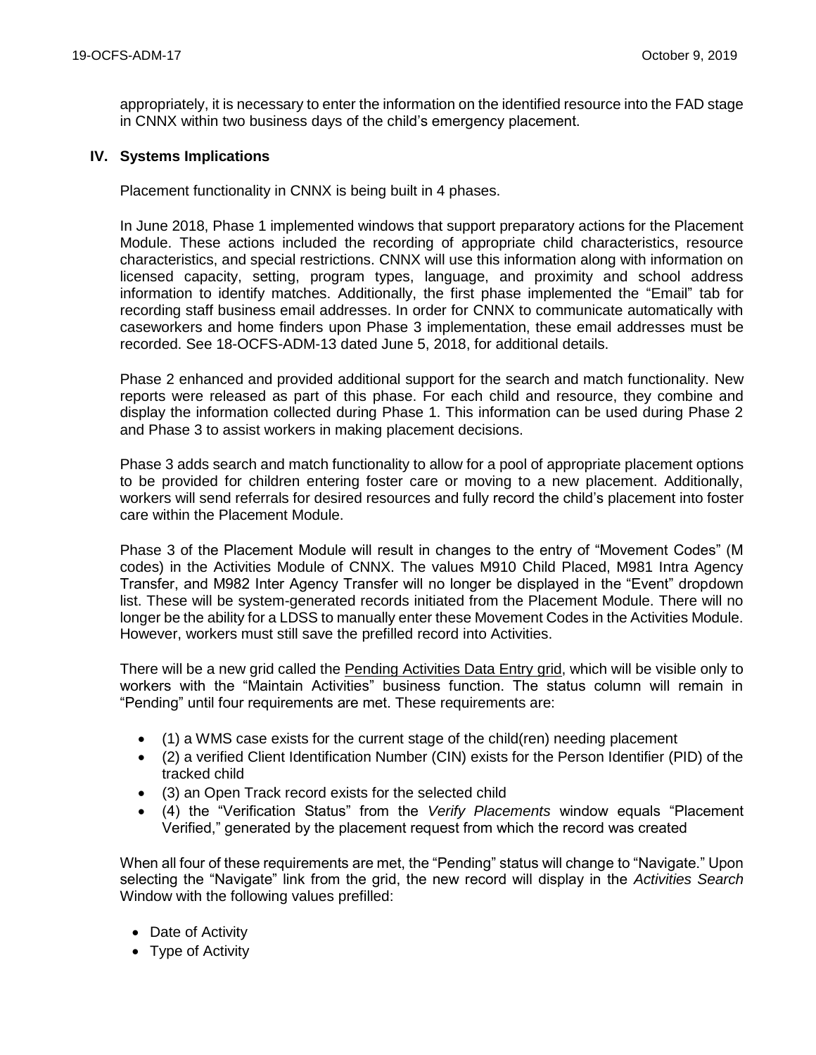appropriately, it is necessary to enter the information on the identified resource into the FAD stage in CNNX within two business days of the child's emergency placement.

## IV. Systems Implications

Placement functionality in CNNX is being built in 4 phases.

In June 2018, Phase 1 implemented windows that support preparatory actions for the Placement Module. These actions included the recording of appropriate child characteristics, resource characteristics, and special restrictions. CNNX will use this information along with information on licensed capacity, setting, program types, language, and proximity and school address information to identify matches. Additionally, the first phase implemented the "Email" tab for recording staff business email addresses. In order for CNNX to communicate automatically with caseworkers and home finders upon Phase 3 implementation, these email addresses must be recorded. See 18-OCFS-ADM-13 dated June 5, 2018, for additional details.

Phase 2 enhanced and provided additional support for the search and match functionality. New reports were released as part of this phase. For each child and resource, they combine and display the information collected during Phase 1. This information can be used during Phase 2 and Phase 3 to assist workers in making placement decisions.

Phase 3 adds search and match functionality to allow for a pool of appropriate placement options to be provided for children entering foster care or moving to a new placement. Additionally, workers will send referrals for desired resources and fully record the child's placement into foster care within the Placement Module.

Phase 3 of the Placement Module will result in changes to the entry of "Movement Codes" (M codes) in the Activities Module of CNNX. The values M910 Child Placed, M981 Intra Agency Transfer, and M982 Inter Agency Transfer will no longer be displayed in the "Event" dropdown list. These will be system-generated records initiated from the Placement Module. There will no longer be the ability for a LDSS to manually enter these Movement Codes in the Activities Module. However, workers must still save the prefilled record into Activities.

There will be a new grid called the Pending Activities Data Entry grid, which will be visible only to workers with the "Maintain Activities" business function. The status column will remain in "Pending" until four requirements are met. These requirements are:

- (1) a WMS case exists for the current stage of the child(ren) needing placement
- (2) a verified Client Identification Number (CIN) exists for the Person Identifier (PID) of the tracked child
- (3) an Open Track record exists for the selected child
- (4) the "Verification Status" from the *Verify Placements* window equals "Placement Verified," generated by the placement request from which the record was created

When all four of these requirements are met, the "Pending" status will change to "Navigate." Upon selecting the "Navigate" link from the grid, the new record will display in the *Activities Search* Window with the following values prefilled:

- Date of Activity
- Type of Activity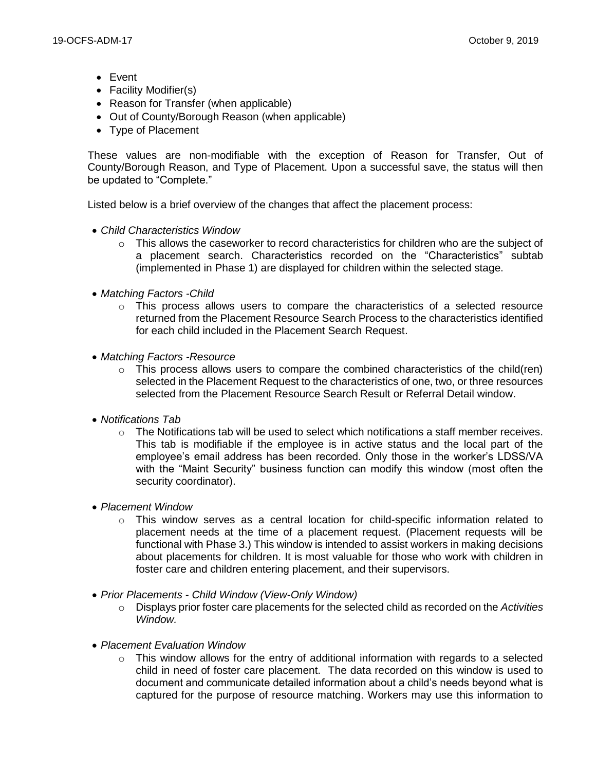- Event
- Facility Modifier(s)
- Reason for Transfer (when applicable)
- Out of County/Borough Reason (when applicable)
- Type of Placement

These values are non-modifiable with the exception of Reason for Transfer, Out of County/Borough Reason, and Type of Placement. Upon a successful save, the status will then be updated to "Complete."

Listed below is a brief overview of the changes that affect the placement process:

- *Child Characteristics Window*
  - This allows the caseworker to record characteristics for children who are the subject of a placement search. Characteristics recorded on the "Characteristics" subtab (implemented in Phase 1) are displayed for children within the selected stage.
- *Matching Factors -Child*
  - This process allows users to compare the characteristics of a selected resource returned from the Placement Resource Search Process to the characteristics identified for each child included in the Placement Search Request.
- *Matching Factors -Resource*
  - This process allows users to compare the combined characteristics of the child(ren) selected in the Placement Request to the characteristics of one, two, or three resources selected from the Placement Resource Search Result or Referral Detail window.
- *Notifications Tab*
  - The Notifications tab will be used to select which notifications a staff member receives. This tab is modifiable if the employee is in active status and the local part of the employee's email address has been recorded. Only those in the worker's LDSS/VA with the "Maint Security" business function can modify this window (most often the security coordinator).
- *Placement Window*
  - This window serves as a central location for child-specific information related to placement needs at the time of a placement request. (Placement requests will be functional with Phase 3.) This window is intended to assist workers in making decisions about placements for children. It is most valuable for those who work with children in foster care and children entering placement, and their supervisors.
- *Prior Placements - Child Window (View-Only Window)*
  - Displays prior foster care placements for the selected child as recorded on the *Activities Window.*
- *Placement Evaluation Window*
  - This window allows for the entry of additional information with regards to a selected child in need of foster care placement. The data recorded on this window is used to document and communicate detailed information about a child's needs beyond what is captured for the purpose of resource matching. Workers may use this information to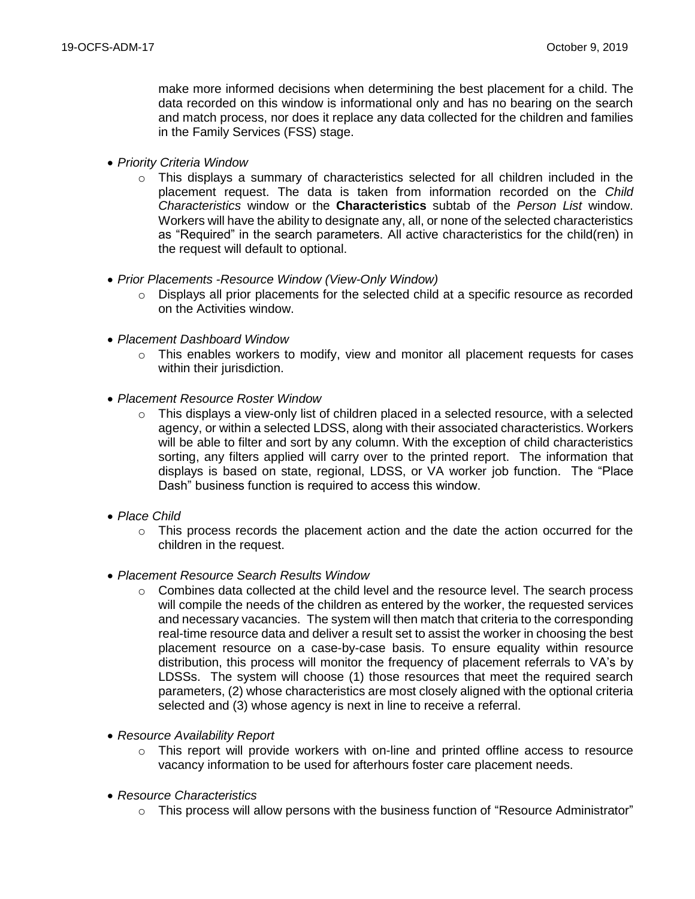make more informed decisions when determining the best placement for a child. The data recorded on this window is informational only and has no bearing on the search and match process, nor does it replace any data collected for the children and families in the Family Services (FSS) stage.

- *Priority Criteria Window*
  - This displays a summary of characteristics selected for all children included in the placement request. The data is taken from information recorded on the *Child Characteristics* window or the **Characteristics** subtab of the *Person List* window. Workers will have the ability to designate any, all, or none of the selected characteristics as "Required" in the search parameters. All active characteristics for the child(ren) in the request will default to optional.
- *Prior Placements -Resource Window (View-Only Window)*
  - Displays all prior placements for the selected child at a specific resource as recorded on the Activities window.
- *Placement Dashboard Window*
  - This enables workers to modify, view and monitor all placement requests for cases within their jurisdiction.
- *Placement Resource Roster Window*
  - This displays a view-only list of children placed in a selected resource, with a selected agency, or within a selected LDSS, along with their associated characteristics. Workers will be able to filter and sort by any column. With the exception of child characteristics sorting, any filters applied will carry over to the printed report. The information that displays is based on state, regional, LDSS, or VA worker job function. The "Place Dash" business function is required to access this window.
- *Place Child*
  - This process records the placement action and the date the action occurred for the children in the request.
- *Placement Resource Search Results Window*
  - Combines data collected at the child level and the resource level. The search process will compile the needs of the children as entered by the worker, the requested services and necessary vacancies. The system will then match that criteria to the corresponding real-time resource data and deliver a result set to assist the worker in choosing the best placement resource on a case-by-case basis. To ensure equality within resource distribution, this process will monitor the frequency of placement referrals to VA's by LDSSs. The system will choose (1) those resources that meet the required search parameters, (2) whose characteristics are most closely aligned with the optional criteria selected and (3) whose agency is next in line to receive a referral.
- *Resource Availability Report*
  - This report will provide workers with on-line and printed offline access to resource vacancy information to be used for afterhours foster care placement needs.
- *Resource Characteristics*
  - This process will allow persons with the business function of "Resource Administrator"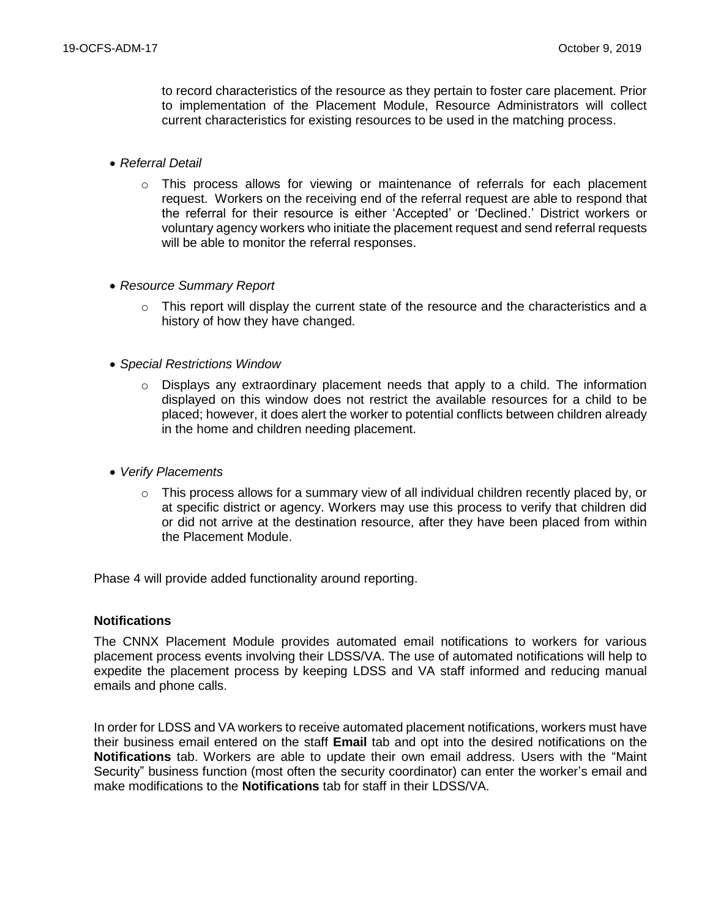to record characteristics of the resource as they pertain to foster care placement. Prior to implementation of the Placement Module, Resource Administrators will collect current characteristics for existing resources to be used in the matching process.

- *Referral Detail*
  - This process allows for viewing or maintenance of referrals for each placement request. Workers on the receiving end of the referral request are able to respond that the referral for their resource is either 'Accepted' or 'Declined.' District workers or voluntary agency workers who initiate the placement request and send referral requests will be able to monitor the referral responses.

- *Resource Summary Report*
  - This report will display the current state of the resource and the characteristics and a history of how they have changed.

- *Special Restrictions Window*
  - Displays any extraordinary placement needs that apply to a child. The information displayed on this window does not restrict the available resources for a child to be placed; however, it does alert the worker to potential conflicts between children already in the home and children needing placement.

- *Verify Placements*
  - This process allows for a summary view of all individual children recently placed by, or at specific district or agency. Workers may use this process to verify that children did or did not arrive at the destination resource, after they have been placed from within the Placement Module.

Phase 4 will provide added functionality around reporting.

**Notifications**

The CNNX Placement Module provides automated email notifications to workers for various placement process events involving their LDSS/VA. The use of automated notifications will help to expedite the placement process by keeping LDSS and VA staff informed and reducing manual emails and phone calls.

In order for LDSS and VA workers to receive automated placement notifications, workers must have their business email entered on the staff **Email** tab and opt into the desired notifications on the **Notifications** tab. Workers are able to update their own email address. Users with the "Maint Security" business function (most often the security coordinator) can enter the worker's email and make modifications to the **Notifications** tab for staff in their LDSS/VA.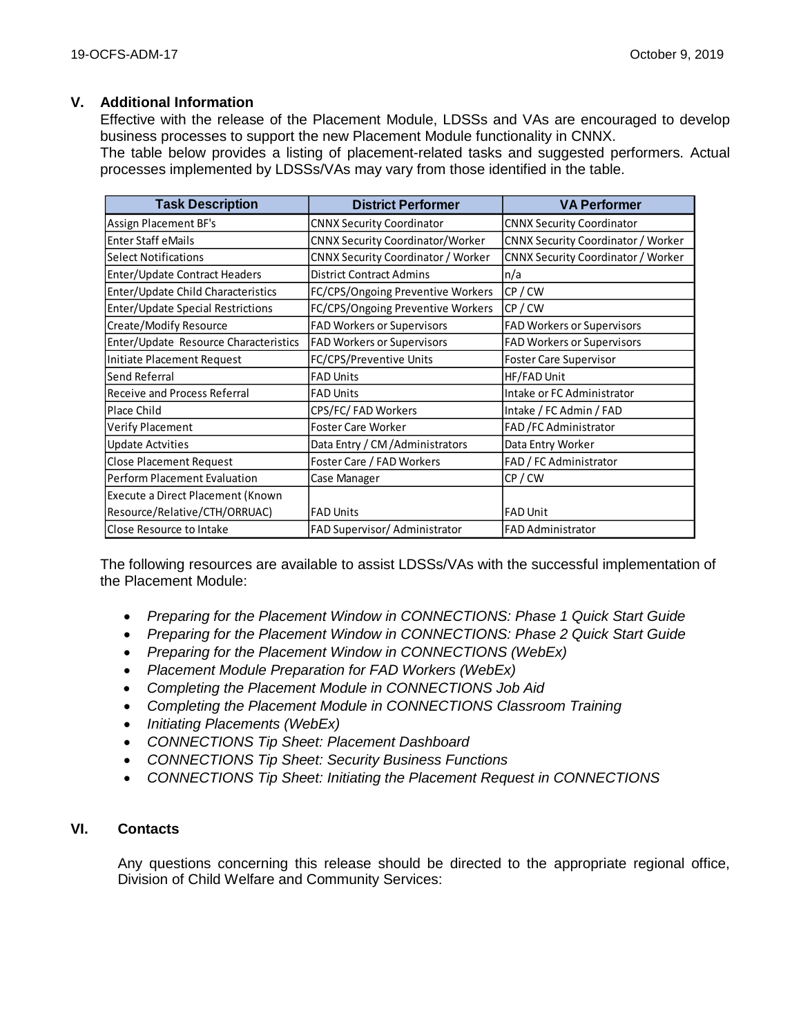## V. Additional Information

Effective with the release of the Placement Module, LDSSs and VAs are encouraged to develop business processes to support the new Placement Module functionality in CNNX.

The table below provides a listing of placement-related tasks and suggested performers. Actual processes implemented by LDSSs/VAs may vary from those identified in the table.

| Task Description | District Performer | VA Performer |
|---|---|---|
| Assign Placement BF's | CNNX Security Coordinator | CNNX Security Coordinator |
| Enter Staff eMails | CNNX Security Coordinator/Worker | CNNX Security Coordinator / Worker |
| Select Notifications | CNNX Security Coordinator / Worker | CNNX Security Coordinator / Worker |
| Enter/Update Contract Headers | District Contract Admins | n/a |
| Enter/Update Child Characteristics | FC/CPS/Ongoing Preventive Workers | CP / CW |
| Enter/Update Special Restrictions | FC/CPS/Ongoing Preventive Workers | CP / CW |
| Create/Modify Resource | FAD Workers or Supervisors | FAD Workers or Supervisors |
| Enter/Update Resource Characteristics | FAD Workers or Supervisors | FAD Workers or Supervisors |
| Initiate Placement Request | FC/CPS/Preventive Units | Foster Care Supervisor |
| Send Referral | FAD Units | HF/FAD Unit |
| Receive and Process Referral | FAD Units | Intake or FC Administrator |
| Place Child | CPS/FC/ FAD Workers | Intake / FC Admin / FAD |
| Verify Placement | Foster Care Worker | FAD /FC Administrator |
| Update Actvities | Data Entry / CM /Administrators | Data Entry Worker |
| Close Placement Request | Foster Care / FAD Workers | FAD / FC Administrator |
| Perform Placement Evaluation | Case Manager | CP / CW |
| Execute a Direct Placement (Known Resource/Relative/CTH/ORRUAC) | FAD Units | FAD Unit |
| Close Resource to Intake | FAD Supervisor/ Administrator | FAD Administrator |

The following resources are available to assist LDSSs/VAs with the successful implementation of the Placement Module:

- *Preparing for the Placement Window in CONNECTIONS: Phase 1 Quick Start Guide*
- *Preparing for the Placement Window in CONNECTIONS: Phase 2 Quick Start Guide*
- *Preparing for the Placement Window in CONNECTIONS (WebEx)*
- *Placement Module Preparation for FAD Workers (WebEx)*
- *Completing the Placement Module in CONNECTIONS Job Aid*
- *Completing the Placement Module in CONNECTIONS Classroom Training*
- *Initiating Placements (WebEx)*
- *CONNECTIONS Tip Sheet: Placement Dashboard*
- *CONNECTIONS Tip Sheet: Security Business Functions*
- *CONNECTIONS Tip Sheet: Initiating the Placement Request in CONNECTIONS*

## VI. Contacts

Any questions concerning this release should be directed to the appropriate regional office, Division of Child Welfare and Community Services: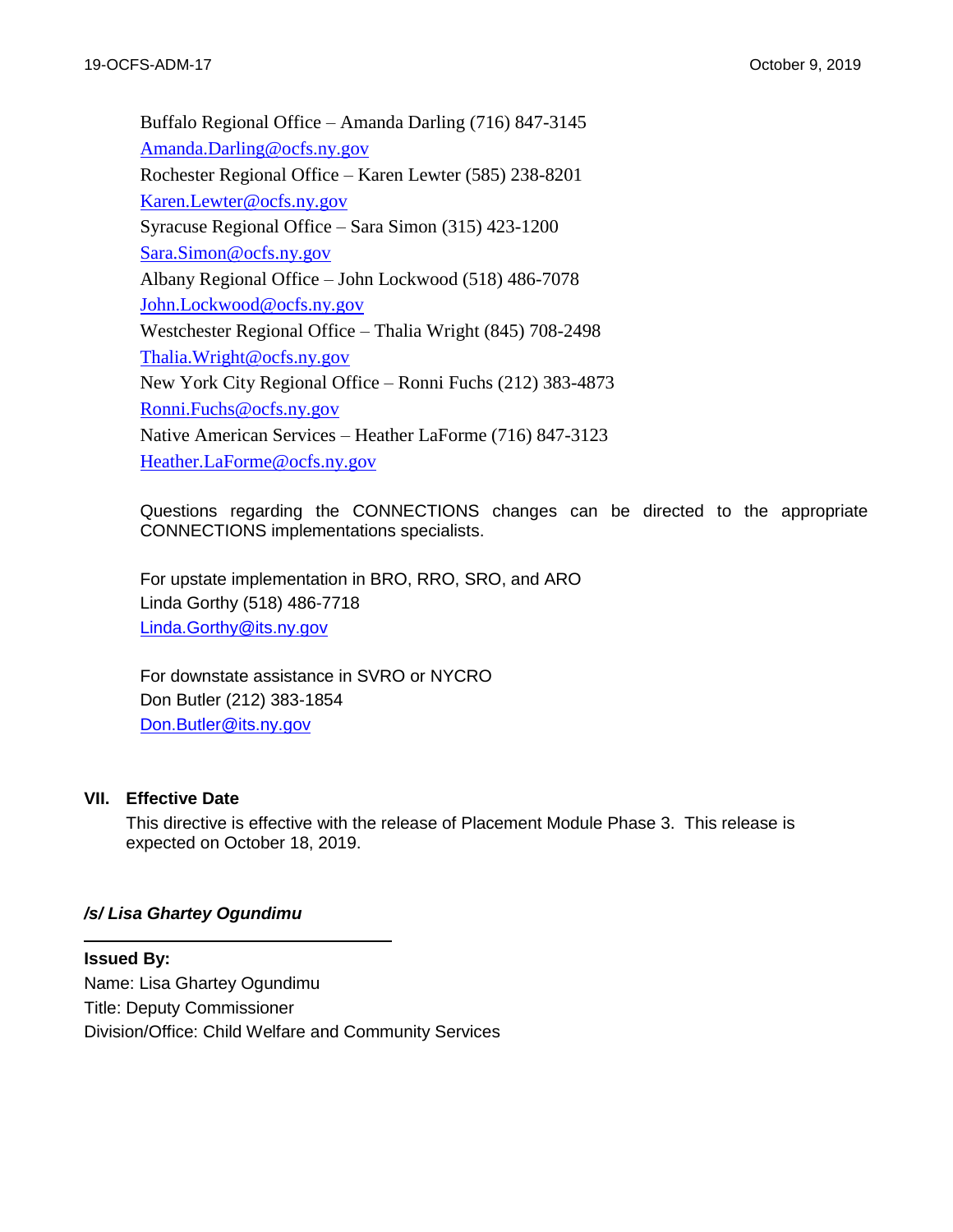Buffalo Regional Office – Amanda Darling (716) 847-3145
Amanda.Darling@ocfs.ny.gov
Rochester Regional Office – Karen Lewter (585) 238-8201
Karen.Lewter@ocfs.ny.gov
Syracuse Regional Office – Sara Simon (315) 423-1200
Sara.Simon@ocfs.ny.gov
Albany Regional Office – John Lockwood (518) 486-7078
John.Lockwood@ocfs.ny.gov
Westchester Regional Office – Thalia Wright (845) 708-2498
Thalia.Wright@ocfs.ny.gov
New York City Regional Office – Ronni Fuchs (212) 383-4873
Ronni.Fuchs@ocfs.ny.gov
Native American Services – Heather LaForme (716) 847-3123
Heather.LaForme@ocfs.ny.gov

Questions regarding the CONNECTIONS changes can be directed to the appropriate CONNECTIONS implementations specialists.

For upstate implementation in BRO, RRO, SRO, and ARO
Linda Gorthy (518) 486-7718
Linda.Gorthy@its.ny.gov

For downstate assistance in SVRO or NYCRO
Don Butler (212) 383-1854
Don.Butler@its.ny.gov

## VII. Effective Date

This directive is effective with the release of Placement Module Phase 3. This release is expected on October 18, 2019.

***/s/ Lisa Ghartey Ogundimu***

**Issued By:**
Name: Lisa Ghartey Ogundimu
Title: Deputy Commissioner
Division/Office: Child Welfare and Community Services